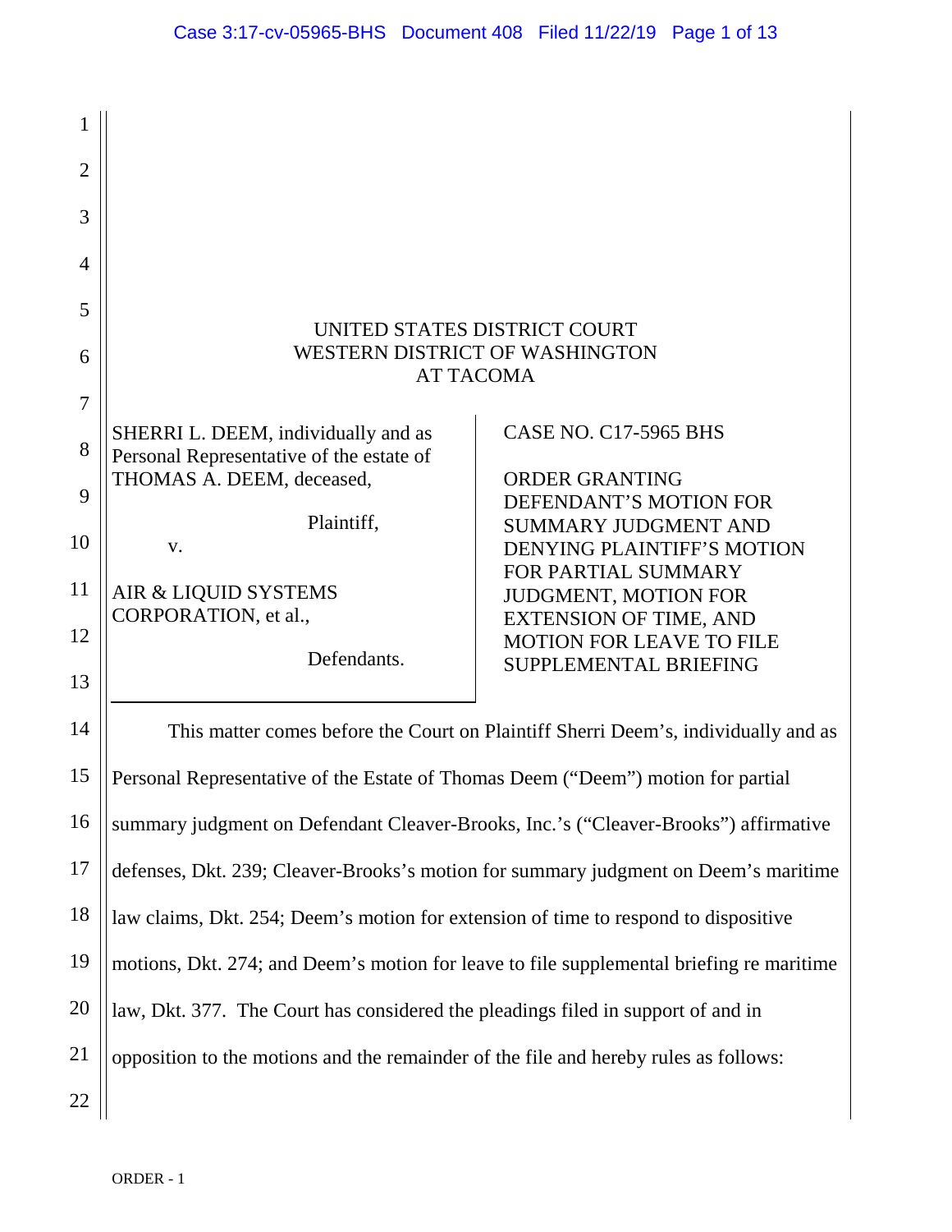UNITED STATES DISTRICT COURT
WESTERN DISTRICT OF WASHINGTON
AT TACOMA

SHERRI L. DEEM, individually and as Personal Representative of the estate of THOMAS A. DEEM, deceased,

Plaintiff,

v.

AIR & LIQUID SYSTEMS CORPORATION, et al.,

Defendants.

CASE NO. C17-5965 BHS

ORDER GRANTING DEFENDANT'S MOTION FOR SUMMARY JUDGMENT AND DENYING PLAINTIFF'S MOTION FOR PARTIAL SUMMARY JUDGMENT, MOTION FOR EXTENSION OF TIME, AND MOTION FOR LEAVE TO FILE SUPPLEMENTAL BRIEFING

This matter comes before the Court on Plaintiff Sherri Deem's, individually and as Personal Representative of the Estate of Thomas Deem ("Deem") motion for partial summary judgment on Defendant Cleaver-Brooks, Inc.'s ("Cleaver-Brooks") affirmative defenses, Dkt. 239; Cleaver-Brooks's motion for summary judgment on Deem's maritime law claims, Dkt. 254; Deem's motion for extension of time to respond to dispositive motions, Dkt. 274; and Deem's motion for leave to file supplemental briefing re maritime law, Dkt. 377. The Court has considered the pleadings filed in support of and in opposition to the motions and the remainder of the file and hereby rules as follows: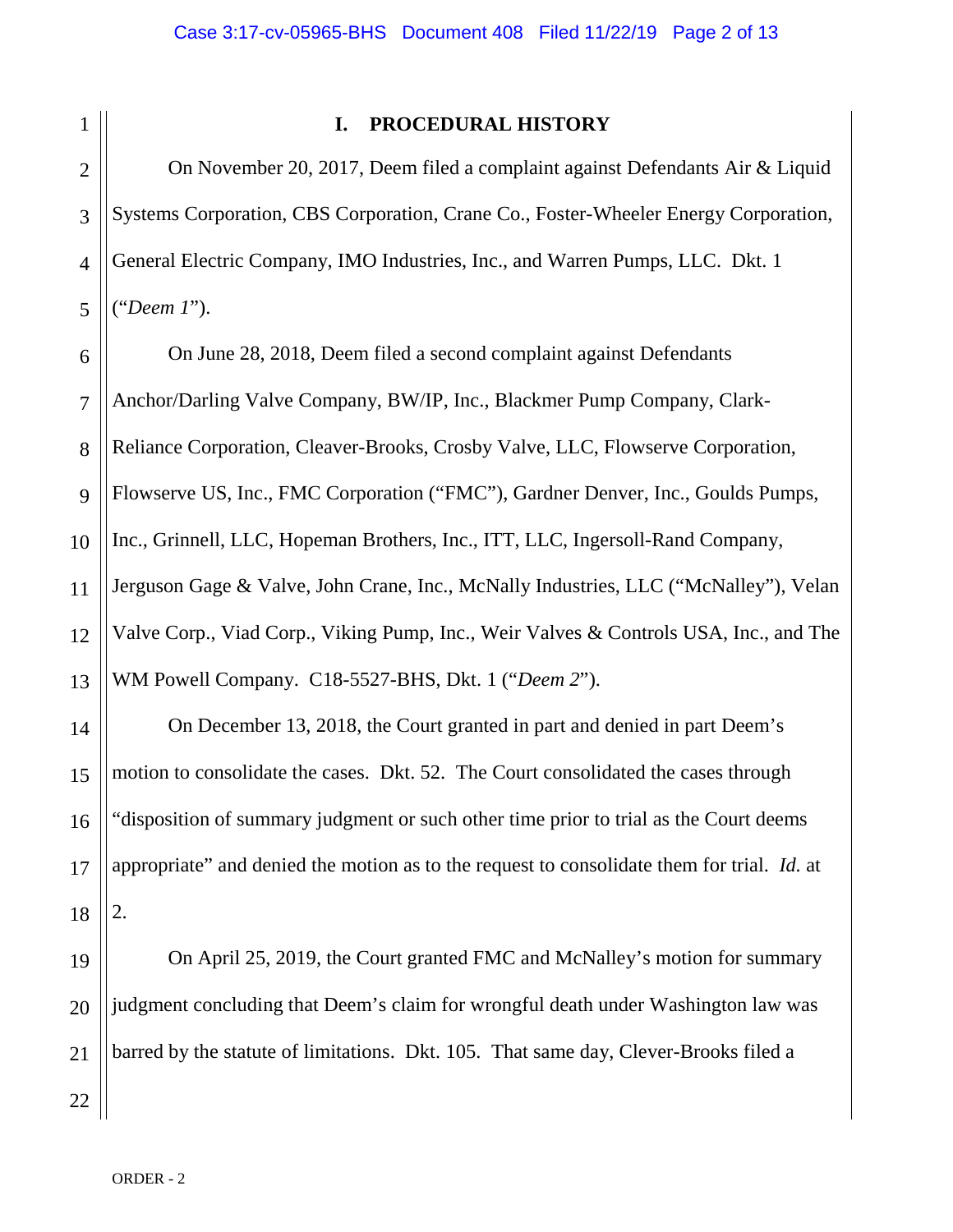## I. PROCEDURAL HISTORY

On November 20, 2017, Deem filed a complaint against Defendants Air & Liquid Systems Corporation, CBS Corporation, Crane Co., Foster-Wheeler Energy Corporation, General Electric Company, IMO Industries, Inc., and Warren Pumps, LLC. Dkt. 1 ("*Deem 1*").

On June 28, 2018, Deem filed a second complaint against Defendants Anchor/Darling Valve Company, BW/IP, Inc., Blackmer Pump Company, Clark-Reliance Corporation, Cleaver-Brooks, Crosby Valve, LLC, Flowserve Corporation, Flowserve US, Inc., FMC Corporation ("FMC"), Gardner Denver, Inc., Goulds Pumps, Inc., Grinnell, LLC, Hopeman Brothers, Inc., ITT, LLC, Ingersoll-Rand Company, Jerguson Gage & Valve, John Crane, Inc., McNally Industries, LLC ("McNalley"), Velan Valve Corp., Viad Corp., Viking Pump, Inc., Weir Valves & Controls USA, Inc., and The WM Powell Company. C18-5527-BHS, Dkt. 1 ("*Deem 2*").

On December 13, 2018, the Court granted in part and denied in part Deem's motion to consolidate the cases. Dkt. 52. The Court consolidated the cases through "disposition of summary judgment or such other time prior to trial as the Court deems appropriate" and denied the motion as to the request to consolidate them for trial. *Id.* at 2.

On April 25, 2019, the Court granted FMC and McNalley's motion for summary judgment concluding that Deem's claim for wrongful death under Washington law was barred by the statute of limitations. Dkt. 105. That same day, Clever-Brooks filed a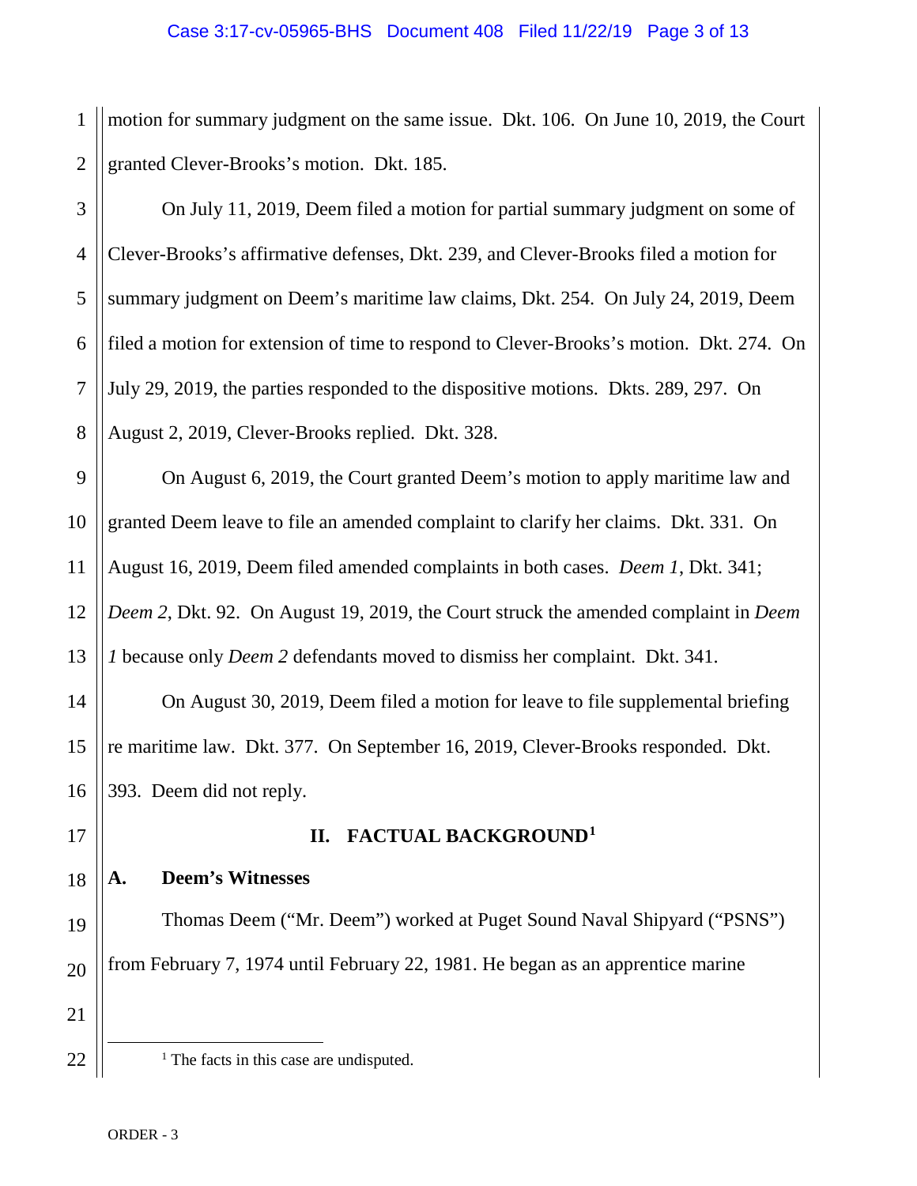motion for summary judgment on the same issue. Dkt. 106. On June 10, 2019, the Court granted Clever-Brooks's motion. Dkt. 185.

On July 11, 2019, Deem filed a motion for partial summary judgment on some of Clever-Brooks's affirmative defenses, Dkt. 239, and Clever-Brooks filed a motion for summary judgment on Deem's maritime law claims, Dkt. 254. On July 24, 2019, Deem filed a motion for extension of time to respond to Clever-Brooks's motion. Dkt. 274. On July 29, 2019, the parties responded to the dispositive motions. Dkts. 289, 297. On August 2, 2019, Clever-Brooks replied. Dkt. 328.

On August 6, 2019, the Court granted Deem's motion to apply maritime law and granted Deem leave to file an amended complaint to clarify her claims. Dkt. 331. On August 16, 2019, Deem filed amended complaints in both cases. *Deem 1*, Dkt. 341; *Deem 2*, Dkt. 92. On August 19, 2019, the Court struck the amended complaint in *Deem 1* because only *Deem 2* defendants moved to dismiss her complaint. Dkt. 341.

On August 30, 2019, Deem filed a motion for leave to file supplemental briefing re maritime law. Dkt. 377. On September 16, 2019, Clever-Brooks responded. Dkt. 393. Deem did not reply.

## II. FACTUAL BACKGROUND[1]

### A. Deem's Witnesses

Thomas Deem ("Mr. Deem") worked at Puget Sound Naval Shipyard ("PSNS") from February 7, 1974 until February 22, 1981. He began as an apprentice marine

---

[1] The facts in this case are undisputed.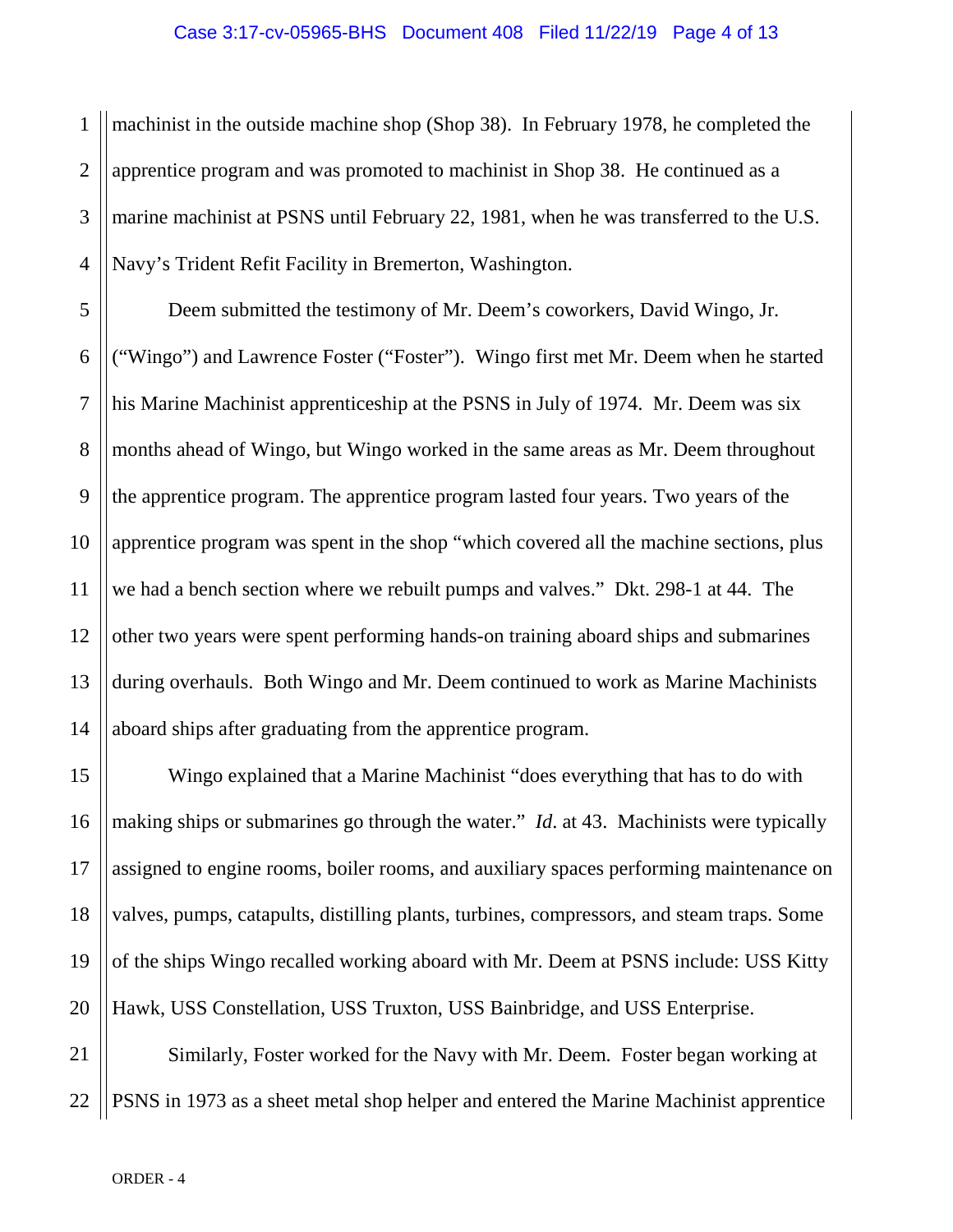machinist in the outside machine shop (Shop 38). In February 1978, he completed the apprentice program and was promoted to machinist in Shop 38. He continued as a marine machinist at PSNS until February 22, 1981, when he was transferred to the U.S. Navy's Trident Refit Facility in Bremerton, Washington.

Deem submitted the testimony of Mr. Deem's coworkers, David Wingo, Jr. ("Wingo") and Lawrence Foster ("Foster"). Wingo first met Mr. Deem when he started his Marine Machinist apprenticeship at the PSNS in July of 1974. Mr. Deem was six months ahead of Wingo, but Wingo worked in the same areas as Mr. Deem throughout the apprentice program. The apprentice program lasted four years. Two years of the apprentice program was spent in the shop "which covered all the machine sections, plus we had a bench section where we rebuilt pumps and valves." Dkt. 298-1 at 44. The other two years were spent performing hands-on training aboard ships and submarines during overhauls. Both Wingo and Mr. Deem continued to work as Marine Machinists aboard ships after graduating from the apprentice program.

Wingo explained that a Marine Machinist "does everything that has to do with making ships or submarines go through the water." *Id*. at 43. Machinists were typically assigned to engine rooms, boiler rooms, and auxiliary spaces performing maintenance on valves, pumps, catapults, distilling plants, turbines, compressors, and steam traps. Some of the ships Wingo recalled working aboard with Mr. Deem at PSNS include: USS Kitty Hawk, USS Constellation, USS Truxton, USS Bainbridge, and USS Enterprise.

Similarly, Foster worked for the Navy with Mr. Deem. Foster began working at PSNS in 1973 as a sheet metal shop helper and entered the Marine Machinist apprentice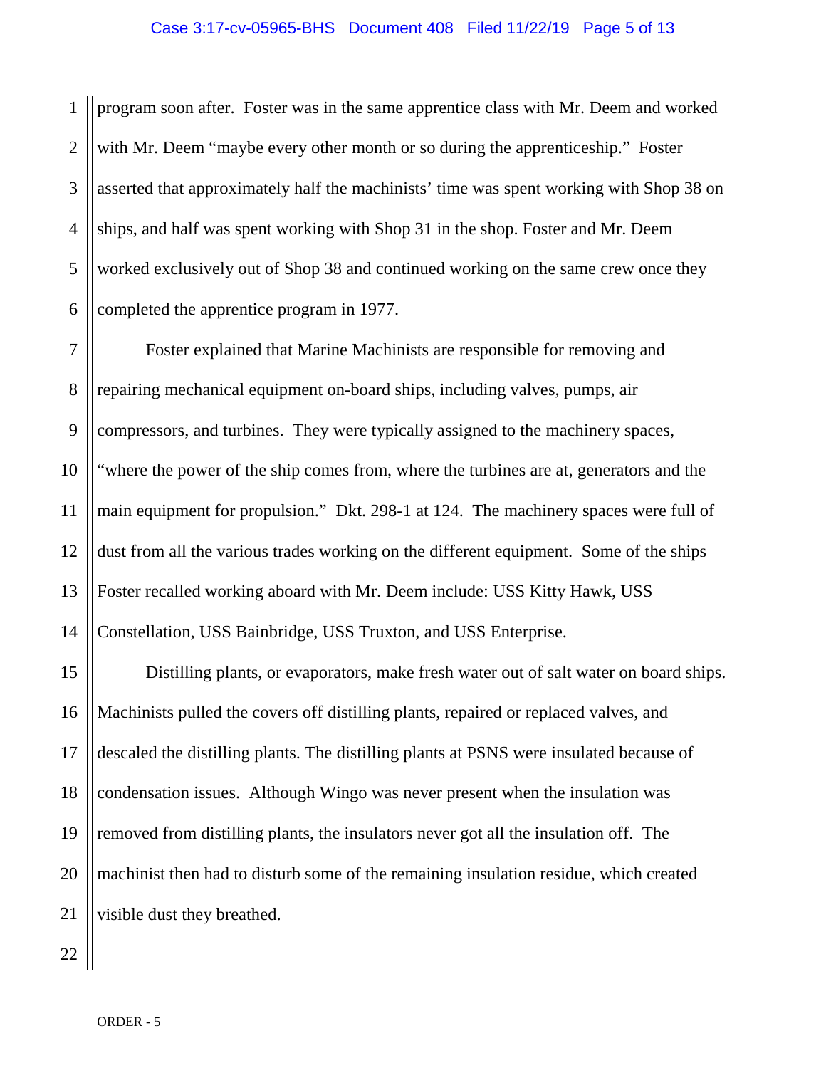program soon after. Foster was in the same apprentice class with Mr. Deem and worked with Mr. Deem "maybe every other month or so during the apprenticeship." Foster asserted that approximately half the machinists' time was spent working with Shop 38 on ships, and half was spent working with Shop 31 in the shop. Foster and Mr. Deem worked exclusively out of Shop 38 and continued working on the same crew once they completed the apprentice program in 1977.

Foster explained that Marine Machinists are responsible for removing and repairing mechanical equipment on-board ships, including valves, pumps, air compressors, and turbines. They were typically assigned to the machinery spaces, "where the power of the ship comes from, where the turbines are at, generators and the main equipment for propulsion." Dkt. 298-1 at 124. The machinery spaces were full of dust from all the various trades working on the different equipment. Some of the ships Foster recalled working aboard with Mr. Deem include: USS Kitty Hawk, USS Constellation, USS Bainbridge, USS Truxton, and USS Enterprise.

Distilling plants, or evaporators, make fresh water out of salt water on board ships. Machinists pulled the covers off distilling plants, repaired or replaced valves, and descaled the distilling plants. The distilling plants at PSNS were insulated because of condensation issues. Although Wingo was never present when the insulation was removed from distilling plants, the insulators never got all the insulation off. The machinist then had to disturb some of the remaining insulation residue, which created visible dust they breathed.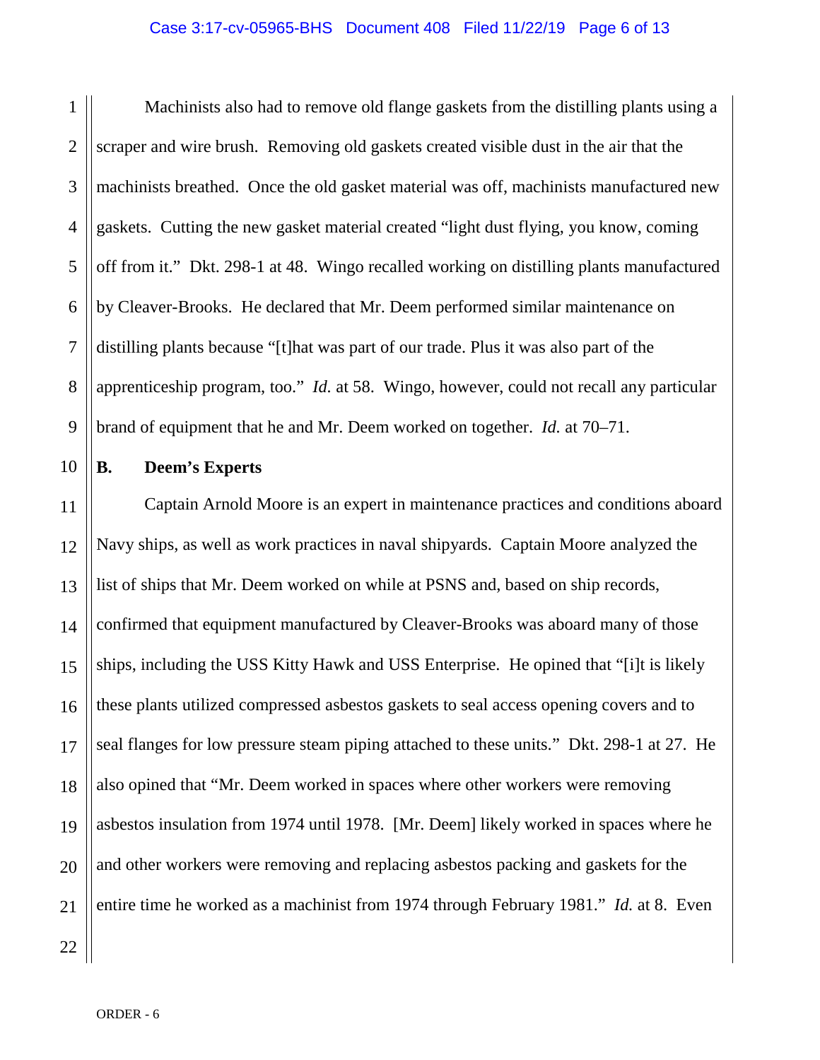Machinists also had to remove old flange gaskets from the distilling plants using a scraper and wire brush. Removing old gaskets created visible dust in the air that the machinists breathed. Once the old gasket material was off, machinists manufactured new gaskets. Cutting the new gasket material created "light dust flying, you know, coming off from it." Dkt. 298-1 at 48. Wingo recalled working on distilling plants manufactured by Cleaver-Brooks. He declared that Mr. Deem performed similar maintenance on distilling plants because "[t]hat was part of our trade. Plus it was also part of the apprenticeship program, too." *Id.* at 58. Wingo, however, could not recall any particular brand of equipment that he and Mr. Deem worked on together. *Id.* at 70–71.

### B. Deem's Experts

Captain Arnold Moore is an expert in maintenance practices and conditions aboard Navy ships, as well as work practices in naval shipyards. Captain Moore analyzed the list of ships that Mr. Deem worked on while at PSNS and, based on ship records, confirmed that equipment manufactured by Cleaver-Brooks was aboard many of those ships, including the USS Kitty Hawk and USS Enterprise. He opined that "[i]t is likely these plants utilized compressed asbestos gaskets to seal access opening covers and to seal flanges for low pressure steam piping attached to these units." Dkt. 298-1 at 27. He also opined that "Mr. Deem worked in spaces where other workers were removing asbestos insulation from 1974 until 1978. [Mr. Deem] likely worked in spaces where he and other workers were removing and replacing asbestos packing and gaskets for the entire time he worked as a machinist from 1974 through February 1981." *Id.* at 8. Even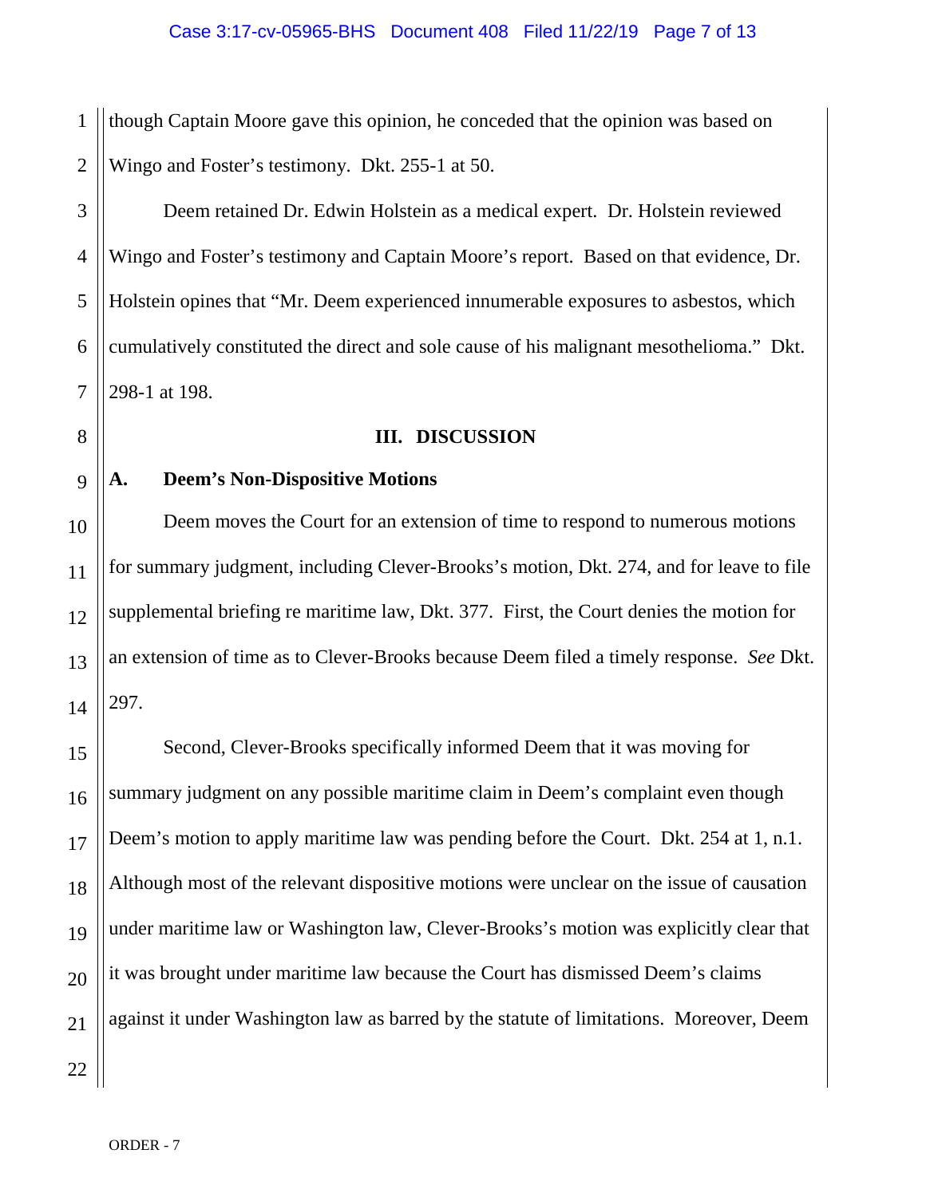though Captain Moore gave this opinion, he conceded that the opinion was based on Wingo and Foster's testimony. Dkt. 255-1 at 50.

Deem retained Dr. Edwin Holstein as a medical expert. Dr. Holstein reviewed Wingo and Foster's testimony and Captain Moore's report. Based on that evidence, Dr. Holstein opines that "Mr. Deem experienced innumerable exposures to asbestos, which cumulatively constituted the direct and sole cause of his malignant mesothelioma." Dkt. 298-1 at 198.

## III. DISCUSSION

### A. Deem's Non-Dispositive Motions

Deem moves the Court for an extension of time to respond to numerous motions for summary judgment, including Clever-Brooks's motion, Dkt. 274, and for leave to file supplemental briefing re maritime law, Dkt. 377. First, the Court denies the motion for an extension of time as to Clever-Brooks because Deem filed a timely response. *See* Dkt. 297.

Second, Clever-Brooks specifically informed Deem that it was moving for summary judgment on any possible maritime claim in Deem's complaint even though Deem's motion to apply maritime law was pending before the Court. Dkt. 254 at 1, n.1. Although most of the relevant dispositive motions were unclear on the issue of causation under maritime law or Washington law, Clever-Brooks's motion was explicitly clear that it was brought under maritime law because the Court has dismissed Deem's claims against it under Washington law as barred by the statute of limitations. Moreover, Deem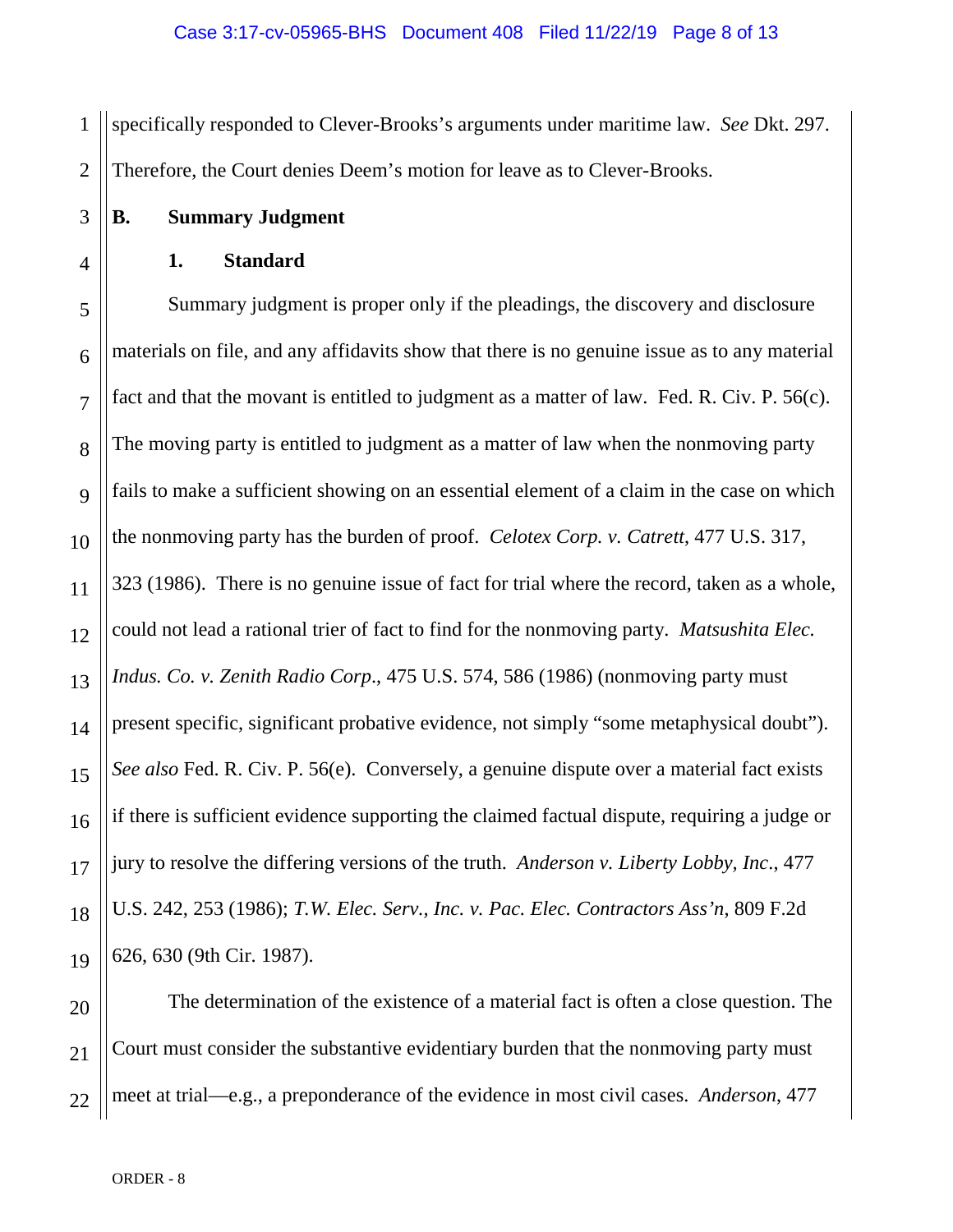specifically responded to Clever-Brooks's arguments under maritime law. *See* Dkt. 297. Therefore, the Court denies Deem's motion for leave as to Clever-Brooks.

**B. Summary Judgment**

**1. Standard**

Summary judgment is proper only if the pleadings, the discovery and disclosure materials on file, and any affidavits show that there is no genuine issue as to any material fact and that the movant is entitled to judgment as a matter of law. Fed. R. Civ. P. 56(c). The moving party is entitled to judgment as a matter of law when the nonmoving party fails to make a sufficient showing on an essential element of a claim in the case on which the nonmoving party has the burden of proof. *Celotex Corp. v. Catrett*, 477 U.S. 317, 323 (1986). There is no genuine issue of fact for trial where the record, taken as a whole, could not lead a rational trier of fact to find for the nonmoving party. *Matsushita Elec. Indus. Co. v. Zenith Radio Corp*., 475 U.S. 574, 586 (1986) (nonmoving party must present specific, significant probative evidence, not simply "some metaphysical doubt"). *See also* Fed. R. Civ. P. 56(e). Conversely, a genuine dispute over a material fact exists if there is sufficient evidence supporting the claimed factual dispute, requiring a judge or jury to resolve the differing versions of the truth. *Anderson v. Liberty Lobby, Inc*., 477 U.S. 242, 253 (1986); *T.W. Elec. Serv., Inc. v. Pac. Elec. Contractors Ass'n*, 809 F.2d 626, 630 (9th Cir. 1987).

The determination of the existence of a material fact is often a close question. The Court must consider the substantive evidentiary burden that the nonmoving party must meet at trial—e.g., a preponderance of the evidence in most civil cases. *Anderson*, 477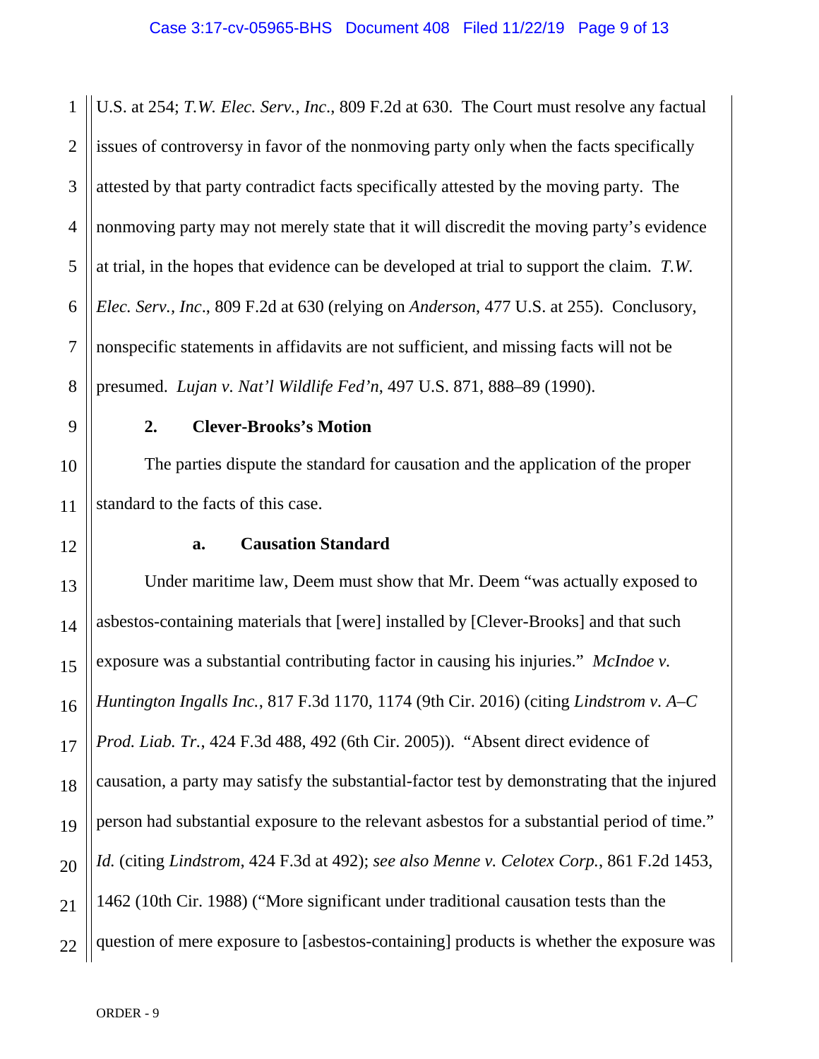U.S. at 254; *T.W. Elec. Serv., Inc.*, 809 F.2d at 630. The Court must resolve any factual issues of controversy in favor of the nonmoving party only when the facts specifically attested by that party contradict facts specifically attested by the moving party. The nonmoving party may not merely state that it will discredit the moving party's evidence at trial, in the hopes that evidence can be developed at trial to support the claim. *T.W. Elec. Serv., Inc.*, 809 F.2d at 630 (relying on *Anderson*, 477 U.S. at 255). Conclusory, nonspecific statements in affidavits are not sufficient, and missing facts will not be presumed. *Lujan v. Nat'l Wildlife Fed'n*, 497 U.S. 871, 888–89 (1990).

**2. Clever-Brooks's Motion**

The parties dispute the standard for causation and the application of the proper standard to the facts of this case.

**a. Causation Standard**

Under maritime law, Deem must show that Mr. Deem "was actually exposed to asbestos-containing materials that [were] installed by [Clever-Brooks] and that such exposure was a substantial contributing factor in causing his injuries." *McIndoe v. Huntington Ingalls Inc.*, 817 F.3d 1170, 1174 (9th Cir. 2016) (citing *Lindstrom v. A–C Prod. Liab. Tr.*, 424 F.3d 488, 492 (6th Cir. 2005)). "Absent direct evidence of causation, a party may satisfy the substantial-factor test by demonstrating that the injured person had substantial exposure to the relevant asbestos for a substantial period of time." *Id.* (citing *Lindstrom*, 424 F.3d at 492); *see also Menne v. Celotex Corp.*, 861 F.2d 1453, 1462 (10th Cir. 1988) ("More significant under traditional causation tests than the question of mere exposure to [asbestos-containing] products is whether the exposure was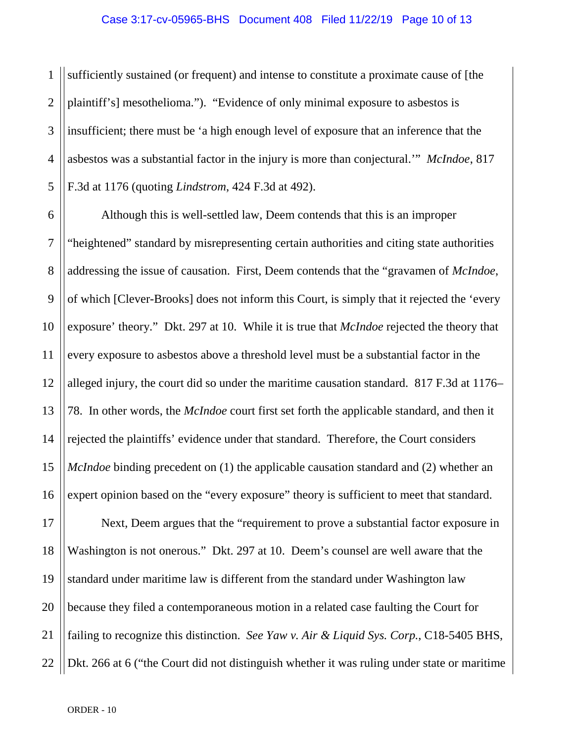sufficiently sustained (or frequent) and intense to constitute a proximate cause of [the plaintiff's] mesothelioma."). "Evidence of only minimal exposure to asbestos is insufficient; there must be 'a high enough level of exposure that an inference that the asbestos was a substantial factor in the injury is more than conjectural.'" *McIndoe*, 817 F.3d at 1176 (quoting *Lindstrom*, 424 F.3d at 492).

Although this is well-settled law, Deem contends that this is an improper "heightened" standard by misrepresenting certain authorities and citing state authorities addressing the issue of causation. First, Deem contends that the "gravamen of *McIndoe*, of which [Clever-Brooks] does not inform this Court, is simply that it rejected the 'every exposure' theory." Dkt. 297 at 10. While it is true that *McIndoe* rejected the theory that every exposure to asbestos above a threshold level must be a substantial factor in the alleged injury, the court did so under the maritime causation standard. 817 F.3d at 1176–78. In other words, the *McIndoe* court first set forth the applicable standard, and then it rejected the plaintiffs' evidence under that standard. Therefore, the Court considers *McIndoe* binding precedent on (1) the applicable causation standard and (2) whether an expert opinion based on the "every exposure" theory is sufficient to meet that standard.

Next, Deem argues that the "requirement to prove a substantial factor exposure in Washington is not onerous." Dkt. 297 at 10. Deem's counsel are well aware that the standard under maritime law is different from the standard under Washington law because they filed a contemporaneous motion in a related case faulting the Court for failing to recognize this distinction. *See Yaw v. Air & Liquid Sys. Corp.*, C18-5405 BHS, Dkt. 266 at 6 ("the Court did not distinguish whether it was ruling under state or maritime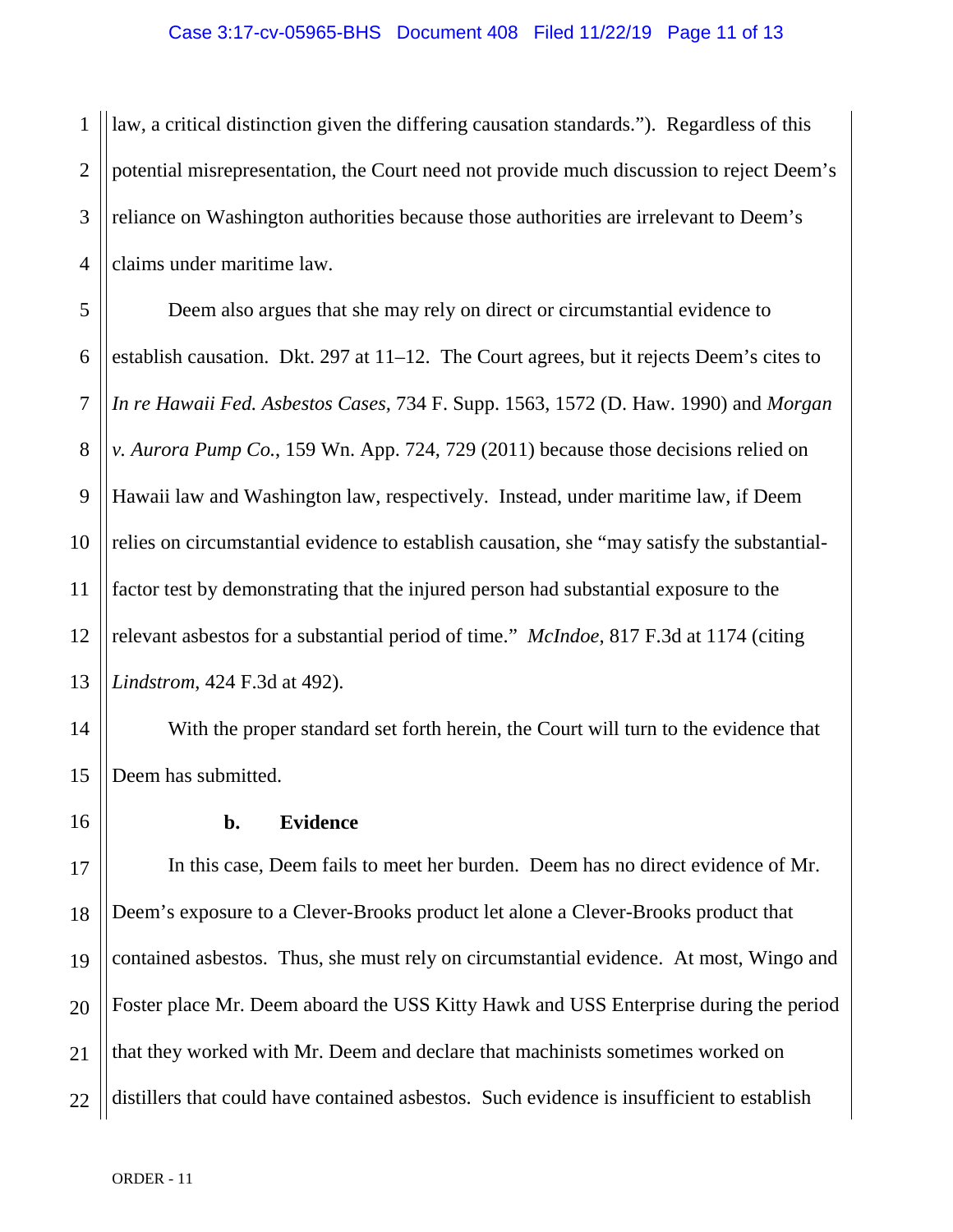law, a critical distinction given the differing causation standards."). Regardless of this potential misrepresentation, the Court need not provide much discussion to reject Deem's reliance on Washington authorities because those authorities are irrelevant to Deem's claims under maritime law.

Deem also argues that she may rely on direct or circumstantial evidence to establish causation. Dkt. 297 at 11–12. The Court agrees, but it rejects Deem's cites to *In re Hawaii Fed. Asbestos Cases*, 734 F. Supp. 1563, 1572 (D. Haw. 1990) and *Morgan v. Aurora Pump Co.*, 159 Wn. App. 724, 729 (2011) because those decisions relied on Hawaii law and Washington law, respectively. Instead, under maritime law, if Deem relies on circumstantial evidence to establish causation, she "may satisfy the substantial-factor test by demonstrating that the injured person had substantial exposure to the relevant asbestos for a substantial period of time." *McIndoe*, 817 F.3d at 1174 (citing *Lindstrom*, 424 F.3d at 492).

With the proper standard set forth herein, the Court will turn to the evidence that Deem has submitted.

**b. Evidence**

In this case, Deem fails to meet her burden. Deem has no direct evidence of Mr. Deem's exposure to a Clever-Brooks product let alone a Clever-Brooks product that contained asbestos. Thus, she must rely on circumstantial evidence. At most, Wingo and Foster place Mr. Deem aboard the USS Kitty Hawk and USS Enterprise during the period that they worked with Mr. Deem and declare that machinists sometimes worked on distillers that could have contained asbestos. Such evidence is insufficient to establish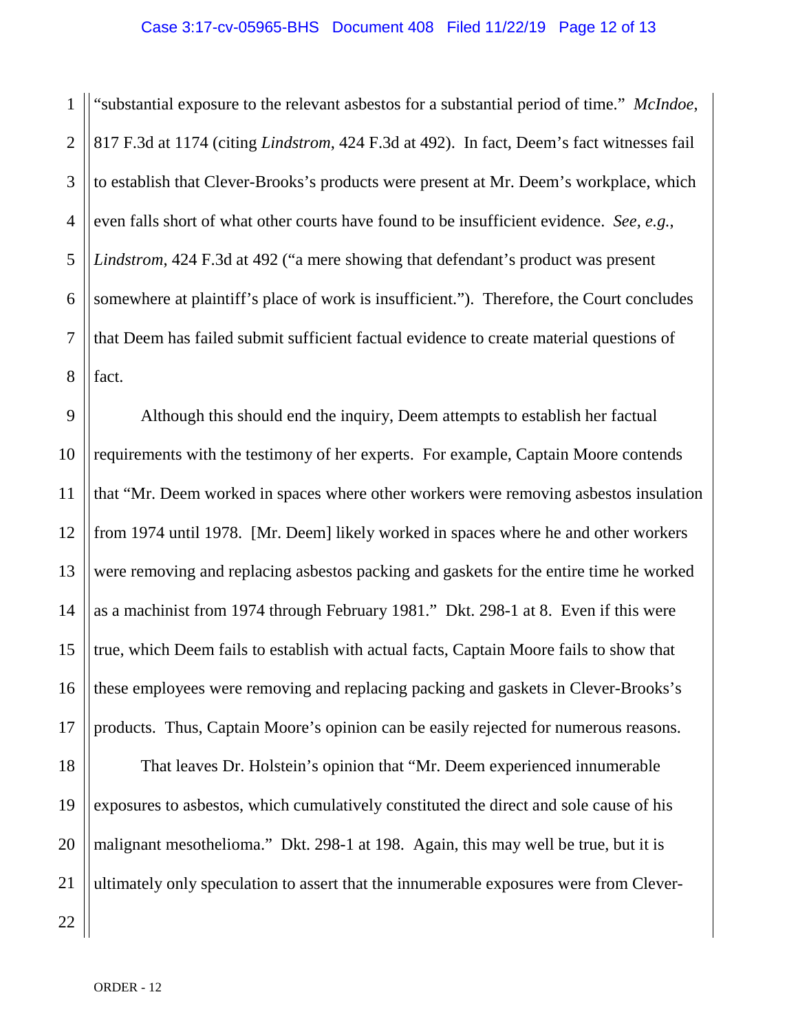"substantial exposure to the relevant asbestos for a substantial period of time." *McIndoe*, 817 F.3d at 1174 (citing *Lindstrom*, 424 F.3d at 492). In fact, Deem's fact witnesses fail to establish that Clever-Brooks's products were present at Mr. Deem's workplace, which even falls short of what other courts have found to be insufficient evidence. *See, e.g.*, *Lindstrom*, 424 F.3d at 492 ("a mere showing that defendant's product was present somewhere at plaintiff's place of work is insufficient."). Therefore, the Court concludes that Deem has failed submit sufficient factual evidence to create material questions of fact.

Although this should end the inquiry, Deem attempts to establish her factual requirements with the testimony of her experts. For example, Captain Moore contends that "Mr. Deem worked in spaces where other workers were removing asbestos insulation from 1974 until 1978. [Mr. Deem] likely worked in spaces where he and other workers were removing and replacing asbestos packing and gaskets for the entire time he worked as a machinist from 1974 through February 1981." Dkt. 298-1 at 8. Even if this were true, which Deem fails to establish with actual facts, Captain Moore fails to show that these employees were removing and replacing packing and gaskets in Clever-Brooks's products. Thus, Captain Moore's opinion can be easily rejected for numerous reasons.

That leaves Dr. Holstein's opinion that "Mr. Deem experienced innumerable exposures to asbestos, which cumulatively constituted the direct and sole cause of his malignant mesothelioma." Dkt. 298-1 at 198. Again, this may well be true, but it is ultimately only speculation to assert that the innumerable exposures were from Clever-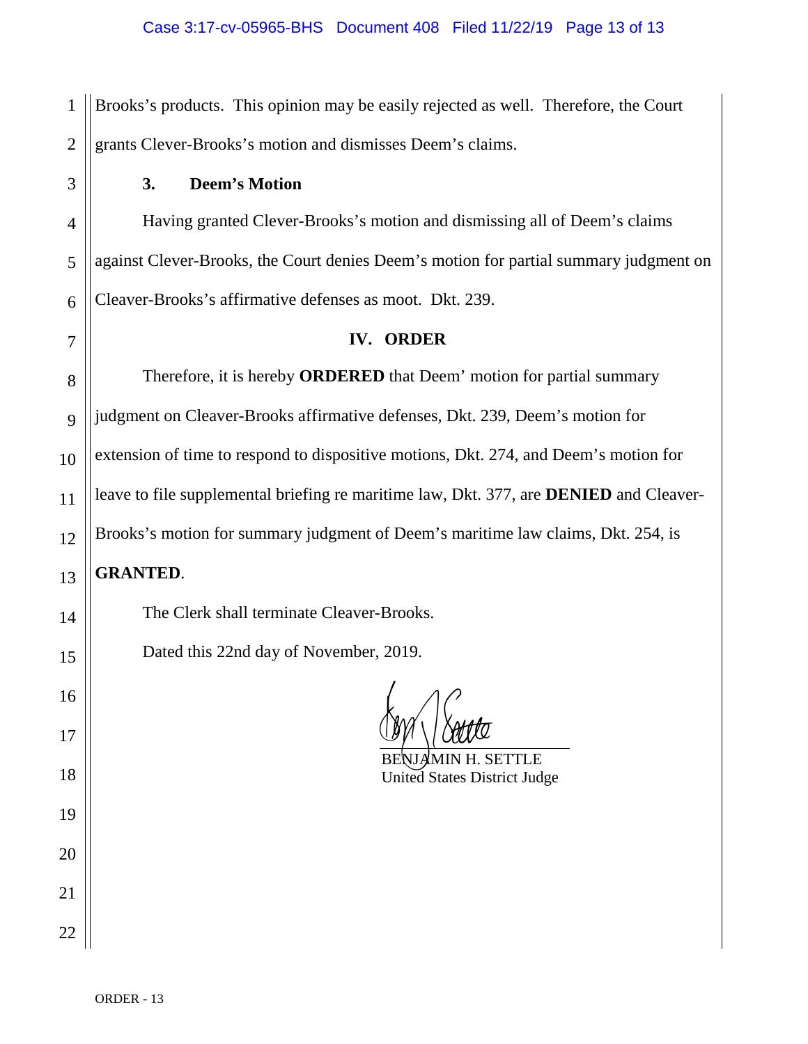Brooks's products. This opinion may be easily rejected as well. Therefore, the Court grants Clever-Brooks's motion and dismisses Deem's claims.

### 3. Deem's Motion

Having granted Clever-Brooks's motion and dismissing all of Deem's claims against Clever-Brooks, the Court denies Deem's motion for partial summary judgment on Cleaver-Brooks's affirmative defenses as moot. Dkt. 239.

## IV. ORDER

Therefore, it is hereby **ORDERED** that Deem' motion for partial summary judgment on Cleaver-Brooks affirmative defenses, Dkt. 239, Deem's motion for extension of time to respond to dispositive motions, Dkt. 274, and Deem's motion for leave to file supplemental briefing re maritime law, Dkt. 377, are **DENIED** and Cleaver-Brooks's motion for summary judgment of Deem's maritime law claims, Dkt. 254, is **GRANTED**.

The Clerk shall terminate Cleaver-Brooks.

Dated this 22nd day of November, 2019.

BENJAMIN H. SETTLE
United States District Judge

ORDER - 13